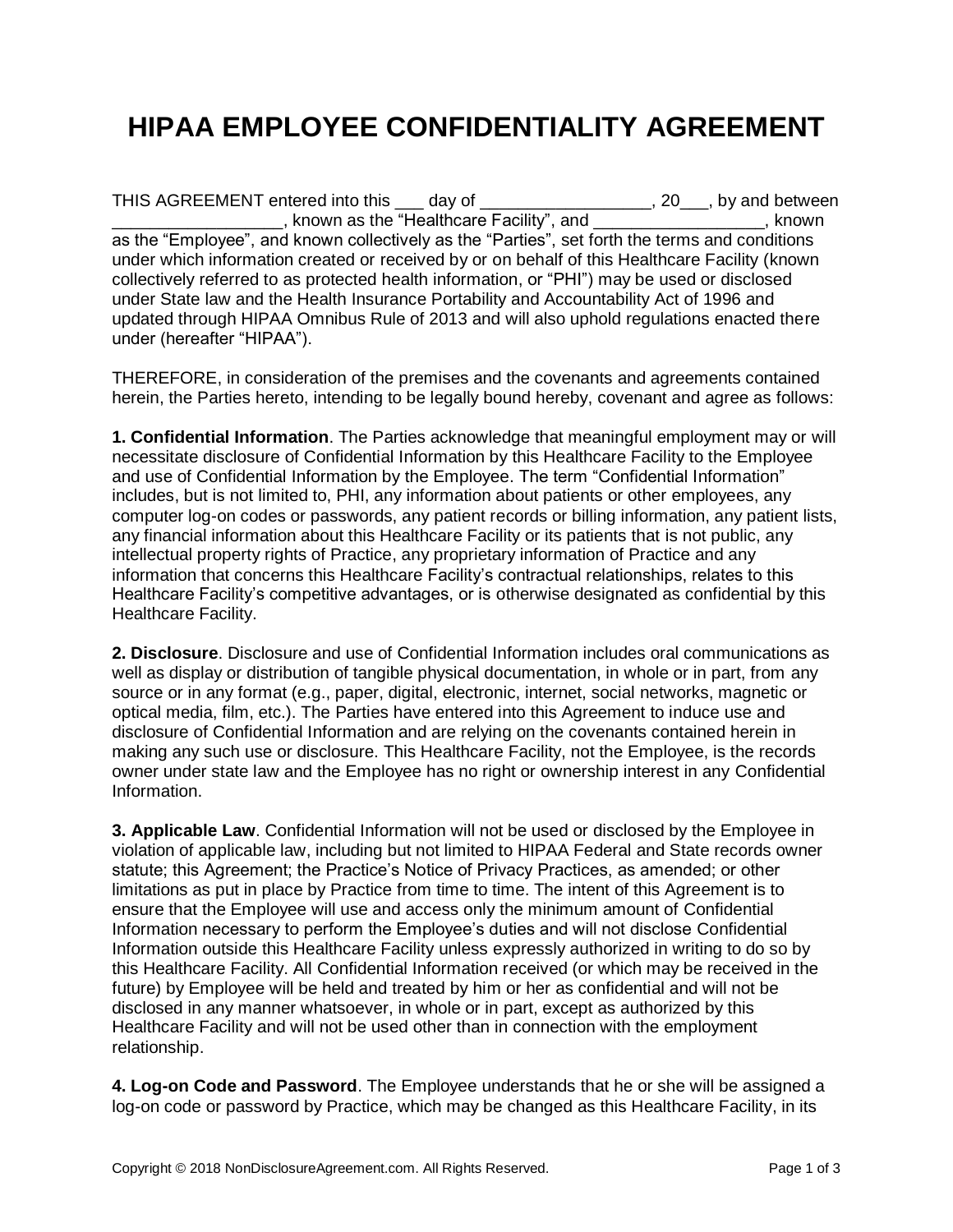# HIPAA EMPLOYEE CONFIDENTIALITY AGREEMENT

THIS AGREEMENT entered into this ___ day of _________________, 20___, by and between _________________, known as the "Healthcare Facility", and _________________, known as the "Employee", and known collectively as the "Parties", set forth the terms and conditions under which information created or received by or on behalf of this Healthcare Facility (known collectively referred to as protected health information, or "PHI") may be used or disclosed under State law and the Health Insurance Portability and Accountability Act of 1996 and updated through HIPAA Omnibus Rule of 2013 and will also uphold regulations enacted there under (hereafter "HIPAA").

THEREFORE, in consideration of the premises and the covenants and agreements contained herein, the Parties hereto, intending to be legally bound hereby, covenant and agree as follows:

**1. Confidential Information**. The Parties acknowledge that meaningful employment may or will necessitate disclosure of Confidential Information by this Healthcare Facility to the Employee and use of Confidential Information by the Employee. The term "Confidential Information" includes, but is not limited to, PHI, any information about patients or other employees, any computer log-on codes or passwords, any patient records or billing information, any patient lists, any financial information about this Healthcare Facility or its patients that is not public, any intellectual property rights of Practice, any proprietary information of Practice and any information that concerns this Healthcare Facility's contractual relationships, relates to this Healthcare Facility's competitive advantages, or is otherwise designated as confidential by this Healthcare Facility.

**2. Disclosure**. Disclosure and use of Confidential Information includes oral communications as well as display or distribution of tangible physical documentation, in whole or in part, from any source or in any format (e.g., paper, digital, electronic, internet, social networks, magnetic or optical media, film, etc.). The Parties have entered into this Agreement to induce use and disclosure of Confidential Information and are relying on the covenants contained herein in making any such use or disclosure. This Healthcare Facility, not the Employee, is the records owner under state law and the Employee has no right or ownership interest in any Confidential Information.

**3. Applicable Law**. Confidential Information will not be used or disclosed by the Employee in violation of applicable law, including but not limited to HIPAA Federal and State records owner statute; this Agreement; the Practice's Notice of Privacy Practices, as amended; or other limitations as put in place by Practice from time to time. The intent of this Agreement is to ensure that the Employee will use and access only the minimum amount of Confidential Information necessary to perform the Employee's duties and will not disclose Confidential Information outside this Healthcare Facility unless expressly authorized in writing to do so by this Healthcare Facility. All Confidential Information received (or which may be received in the future) by Employee will be held and treated by him or her as confidential and will not be disclosed in any manner whatsoever, in whole or in part, except as authorized by this Healthcare Facility and will not be used other than in connection with the employment relationship.

**4. Log-on Code and Password**. The Employee understands that he or she will be assigned a log-on code or password by Practice, which may be changed as this Healthcare Facility, in its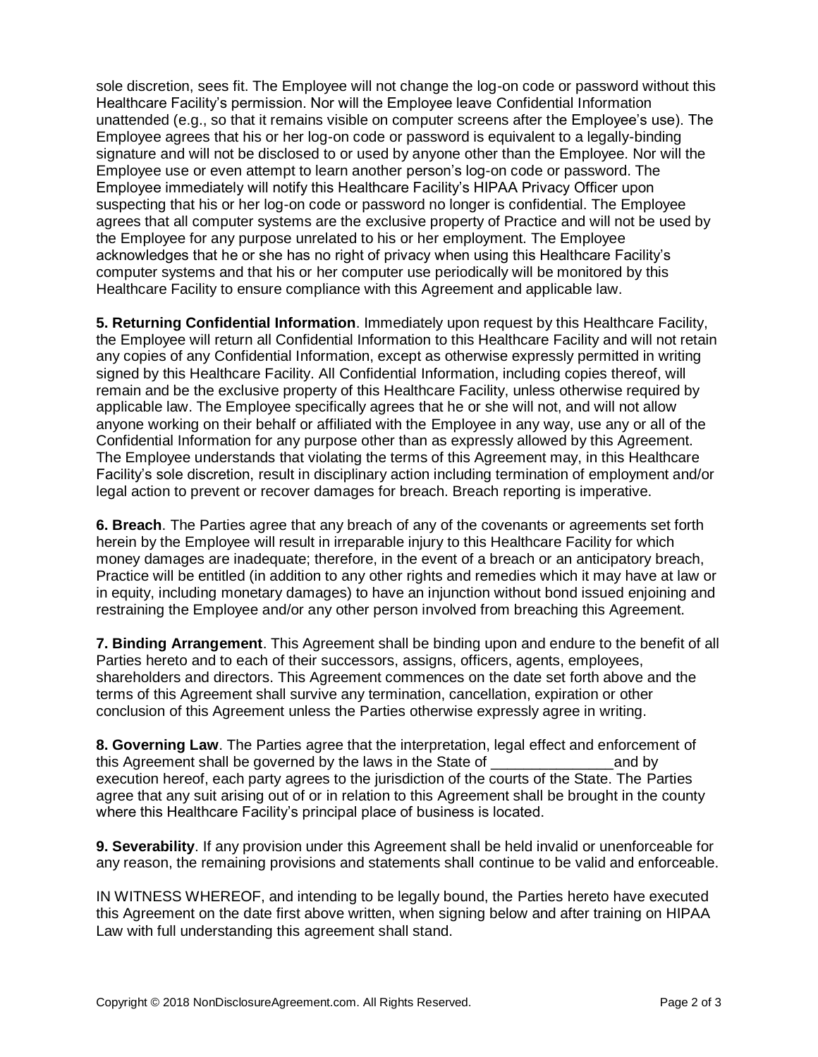sole discretion, sees fit. The Employee will not change the log-on code or password without this Healthcare Facility's permission. Nor will the Employee leave Confidential Information unattended (e.g., so that it remains visible on computer screens after the Employee's use). The Employee agrees that his or her log-on code or password is equivalent to a legally-binding signature and will not be disclosed to or used by anyone other than the Employee. Nor will the Employee use or even attempt to learn another person's log-on code or password. The Employee immediately will notify this Healthcare Facility's HIPAA Privacy Officer upon suspecting that his or her log-on code or password no longer is confidential. The Employee agrees that all computer systems are the exclusive property of Practice and will not be used by the Employee for any purpose unrelated to his or her employment. The Employee acknowledges that he or she has no right of privacy when using this Healthcare Facility's computer systems and that his or her computer use periodically will be monitored by this Healthcare Facility to ensure compliance with this Agreement and applicable law.

**5. Returning Confidential Information**. Immediately upon request by this Healthcare Facility, the Employee will return all Confidential Information to this Healthcare Facility and will not retain any copies of any Confidential Information, except as otherwise expressly permitted in writing signed by this Healthcare Facility. All Confidential Information, including copies thereof, will remain and be the exclusive property of this Healthcare Facility, unless otherwise required by applicable law. The Employee specifically agrees that he or she will not, and will not allow anyone working on their behalf or affiliated with the Employee in any way, use any or all of the Confidential Information for any purpose other than as expressly allowed by this Agreement. The Employee understands that violating the terms of this Agreement may, in this Healthcare Facility's sole discretion, result in disciplinary action including termination of employment and/or legal action to prevent or recover damages for breach. Breach reporting is imperative.

**6. Breach**. The Parties agree that any breach of any of the covenants or agreements set forth herein by the Employee will result in irreparable injury to this Healthcare Facility for which money damages are inadequate; therefore, in the event of a breach or an anticipatory breach, Practice will be entitled (in addition to any other rights and remedies which it may have at law or in equity, including monetary damages) to have an injunction without bond issued enjoining and restraining the Employee and/or any other person involved from breaching this Agreement.

**7. Binding Arrangement**. This Agreement shall be binding upon and endure to the benefit of all Parties hereto and to each of their successors, assigns, officers, agents, employees, shareholders and directors. This Agreement commences on the date set forth above and the terms of this Agreement shall survive any termination, cancellation, expiration or other conclusion of this Agreement unless the Parties otherwise expressly agree in writing.

**8. Governing Law**. The Parties agree that the interpretation, legal effect and enforcement of this Agreement shall be governed by the laws in the State of _______________and by execution hereof, each party agrees to the jurisdiction of the courts of the State. The Parties agree that any suit arising out of or in relation to this Agreement shall be brought in the county where this Healthcare Facility's principal place of business is located.

**9. Severability**. If any provision under this Agreement shall be held invalid or unenforceable for any reason, the remaining provisions and statements shall continue to be valid and enforceable.

IN WITNESS WHEREOF, and intending to be legally bound, the Parties hereto have executed this Agreement on the date first above written, when signing below and after training on HIPAA Law with full understanding this agreement shall stand.

Copyright © 2018 NonDisclosureAgreement.com. All Rights Reserved.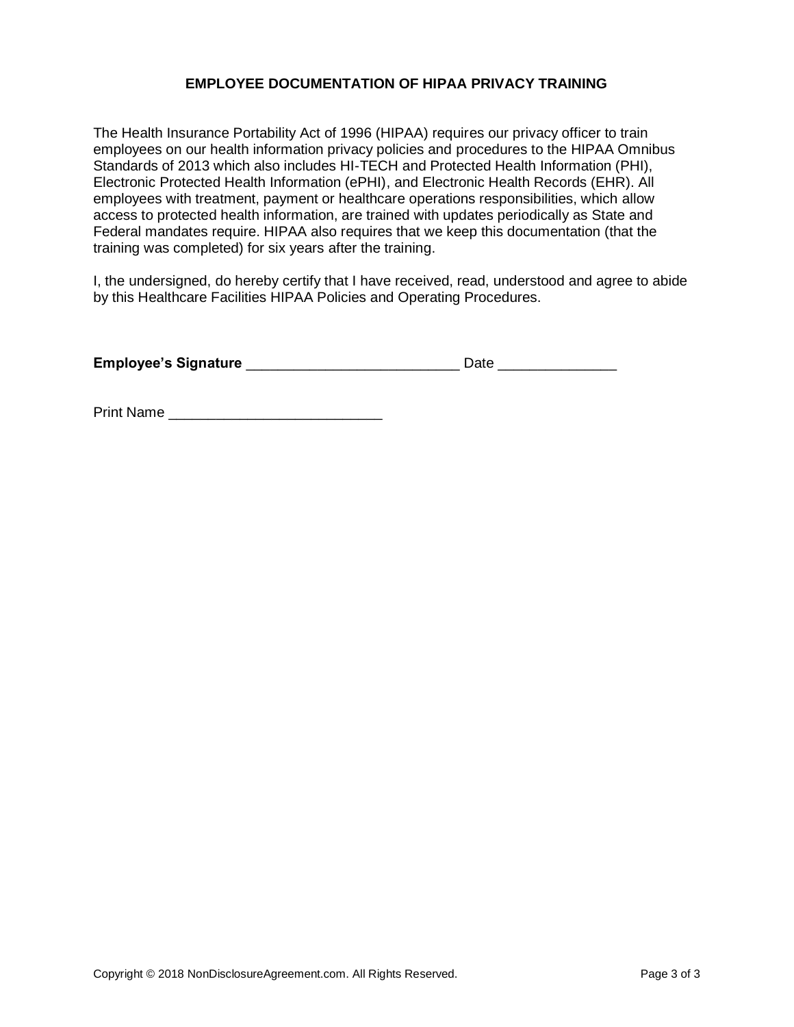## EMPLOYEE DOCUMENTATION OF HIPAA PRIVACY TRAINING

The Health Insurance Portability Act of 1996 (HIPAA) requires our privacy officer to train employees on our health information privacy policies and procedures to the HIPAA Omnibus Standards of 2013 which also includes HI-TECH and Protected Health Information (PHI), Electronic Protected Health Information (ePHI), and Electronic Health Records (EHR). All employees with treatment, payment or healthcare operations responsibilities, which allow access to protected health information, are trained with updates periodically as State and Federal mandates require. HIPAA also requires that we keep this documentation (that the training was completed) for six years after the training.

I, the undersigned, do hereby certify that I have received, read, understood and agree to abide by this Healthcare Facilities HIPAA Policies and Operating Procedures.

**Employee's Signature** __________________________ Date ______________

Print Name __________________________

Copyright © 2018 NonDisclosureAgreement.com. All Rights Reserved.